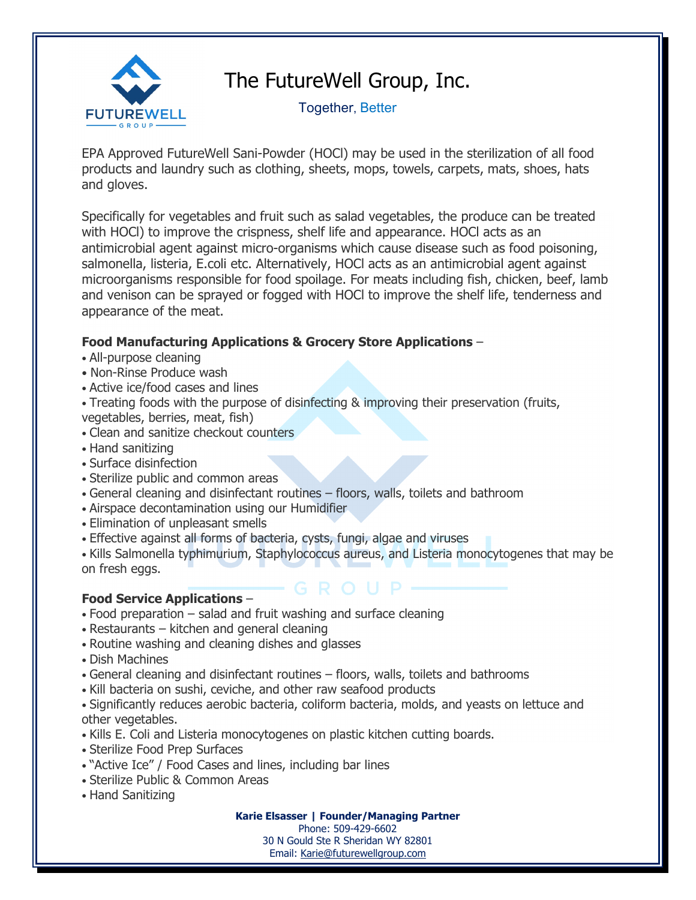# The FutureWell Group, Inc.

Together, Better

EPA Approved FutureWell Sani-Powder (HOCl) may be used in the sterilization of all food products and laundry such as clothing, sheets, mops, towels, carpets, mats, shoes, hats and gloves.

Specifically for vegetables and fruit such as salad vegetables, the produce can be treated with HOCl) to improve the crispness, shelf life and appearance. HOCl acts as an antimicrobial agent against micro-organisms which cause disease such as food poisoning, salmonella, listeria, E.coli etc. Alternatively, HOCl acts as an antimicrobial agent against microorganisms responsible for food spoilage. For meats including fish, chicken, beef, lamb and venison can be sprayed or fogged with HOCl to improve the shelf life, tenderness and appearance of the meat.

**Food Manufacturing Applications & Grocery Store Applications** –

- All-purpose cleaning
- Non-Rinse Produce wash
- Active ice/food cases and lines
- Treating foods with the purpose of disinfecting & improving their preservation (fruits, vegetables, berries, meat, fish)
- Clean and sanitize checkout counters
- Hand sanitizing
- Surface disinfection
- Sterilize public and common areas
- General cleaning and disinfectant routines – floors, walls, toilets and bathroom
- Airspace decontamination using our Humidifier
- Elimination of unpleasant smells
- Effective against all forms of bacteria, cysts, fungi, algae and viruses
- Kills Salmonella typhimurium, Staphylococcus aureus, and Listeria monocytogenes that may be on fresh eggs.

**Food Service Applications** –

- Food preparation – salad and fruit washing and surface cleaning
- Restaurants – kitchen and general cleaning
- Routine washing and cleaning dishes and glasses
- Dish Machines
- General cleaning and disinfectant routines – floors, walls, toilets and bathrooms
- Kill bacteria on sushi, ceviche, and other raw seafood products
- Significantly reduces aerobic bacteria, coliform bacteria, molds, and yeasts on lettuce and other vegetables.
- Kills E. Coli and Listeria monocytogenes on plastic kitchen cutting boards.
- Sterilize Food Prep Surfaces
- "Active Ice" / Food Cases and lines, including bar lines
- Sterilize Public & Common Areas
- Hand Sanitizing

**Karie Elsasser | Founder/Managing Partner**
Phone: 509-429-6602
30 N Gould Ste R Sheridan WY 82801
Email: Karie@futurewellgroup.com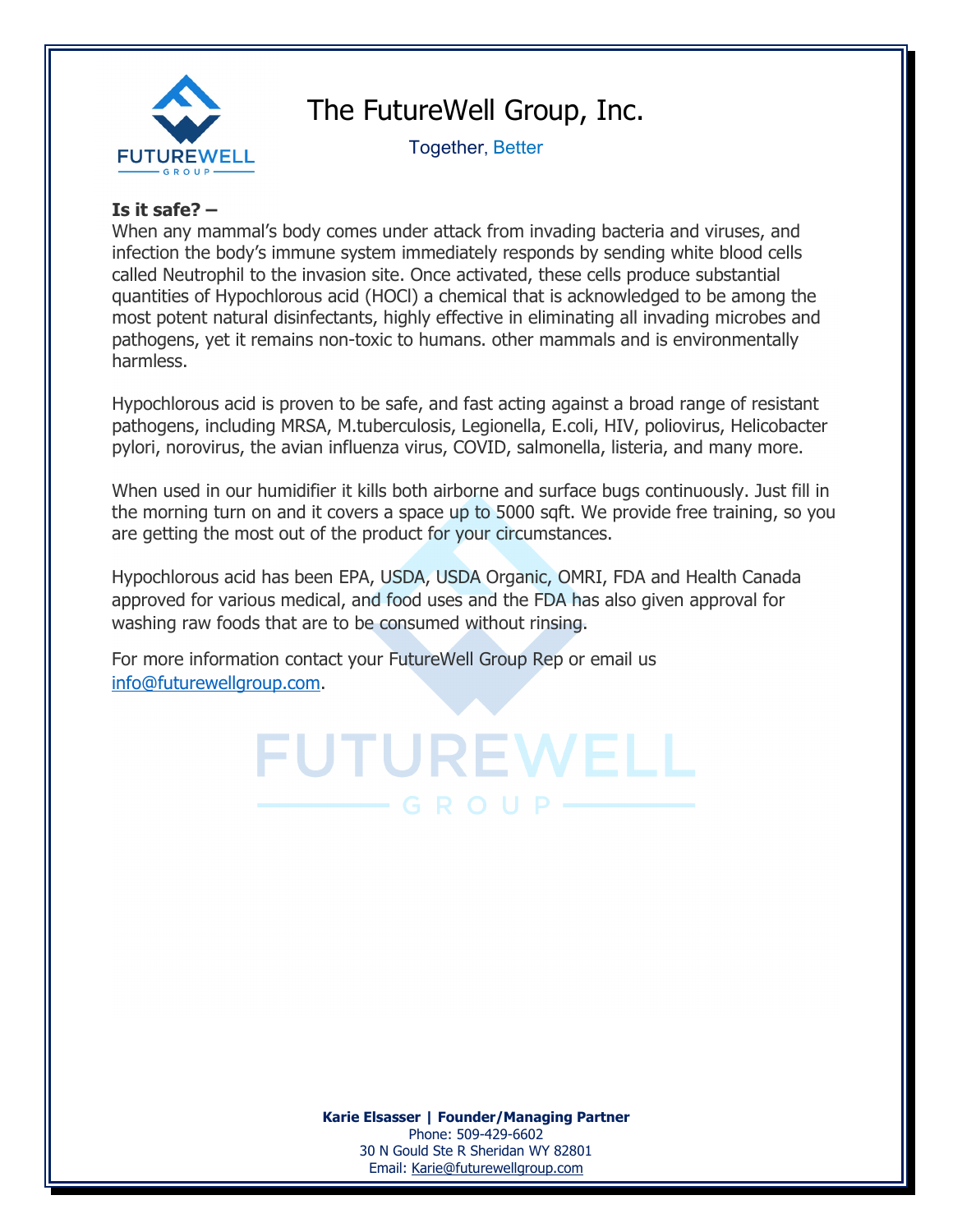# The FutureWell Group, Inc.

Together, Better

**Is it safe? –**

When any mammal's body comes under attack from invading bacteria and viruses, and infection the body's immune system immediately responds by sending white blood cells called Neutrophil to the invasion site. Once activated, these cells produce substantial quantities of Hypochlorous acid (HOCl) a chemical that is acknowledged to be among the most potent natural disinfectants, highly effective in eliminating all invading microbes and pathogens, yet it remains non-toxic to humans. other mammals and is environmentally harmless.

Hypochlorous acid is proven to be safe, and fast acting against a broad range of resistant pathogens, including MRSA, M.tuberculosis, Legionella, E.coli, HIV, poliovirus, Helicobacter pylori, norovirus, the avian influenza virus, COVID, salmonella, listeria, and many more.

When used in our humidifier it kills both airborne and surface bugs continuously. Just fill in the morning turn on and it covers a space up to 5000 sqft. We provide free training, so you are getting the most out of the product for your circumstances.

Hypochlorous acid has been EPA, USDA, USDA Organic, OMRI, FDA and Health Canada approved for various medical, and food uses and the FDA has also given approval for washing raw foods that are to be consumed without rinsing.

For more information contact your FutureWell Group Rep or email us info@futurewellgroup.com.

**Karie Elsasser | Founder/Managing Partner**
Phone: 509-429-6602
30 N Gould Ste R Sheridan WY 82801
Email: Karie@futurewellgroup.com